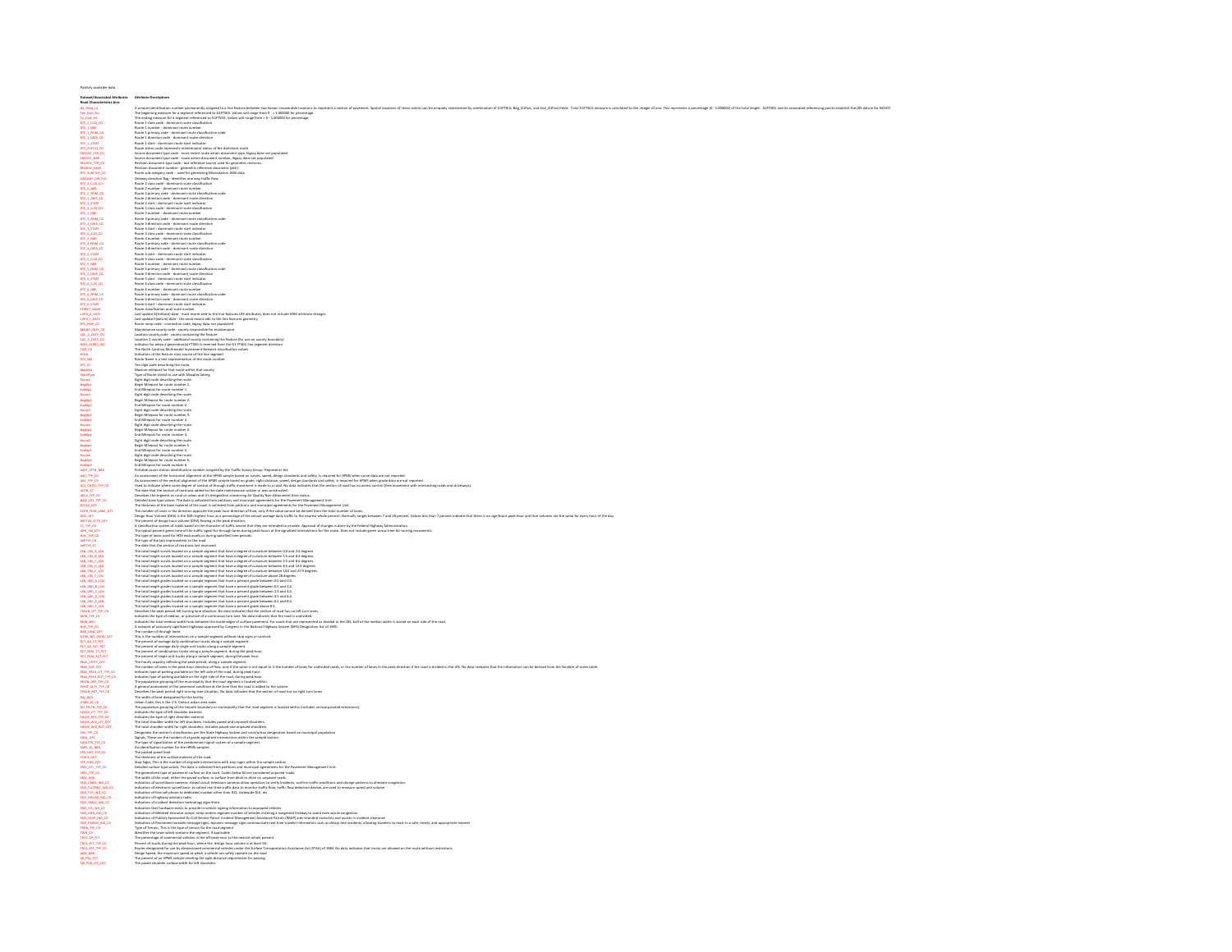Publicly available data

| Dataset/Associated Attributes | Attribute Descriptions |
|---|---|
| **Road Characteristics.kmz** | |
| GIS_Prtkg_Id | A unique identification number permanently assigned to a line feature between two known recoverable locations to represent a section of pavement. Spatial locations of these events can be uniquely represented by combination of GISPTKID, Beg_GISPoint, and End_GISPoint fields. Total GISPTKID measure is calculated to the integer of one. This represents a percentage (0 - 1.000000) of the total length. GISPTKID and its associated referencing points establish the LRS datum for NCDOT. |
| Fm_Gm_Pm | The beginning measure for a segment referenced to GISPTKID. Values will range from 0 - < 1.000000 for percentage. |
| To_Gm_Pm | The ending measure for a segment referenced to GISPTKID. Values will range from > 0 - 1.000000 for percentage. |
| RTE_1_CLSS_CD | Route 1 class code - dominant route classification |
| RTE_1_NBR | Route 1 number - dominant route number |
| RTE_1_PRIM_CD | Route 1 primary code - dominant route classification code |
| RTE_1_DRCT_CD | Route 1 direction code - dominant route direction |
| RTE_1_START | Route 1 start - dominant route start indicator |
| RTE_STATUS_CD | Route status code represents maintenance status of the dominant route |
| SRCDOC_TYP_CD | Source document type code - most recent route action document type; legacy data not populated |
| SRCDOC_NBR | Source document type code - route action document number; legacy data not populated |
| REVDOC_TYP_CD | Revision document type code - last reference source used for geometric revisions. |
| REVDOC_NBR | Revision document number - geometric reference document (year) |
| RTE_SUBCTGY_CD | Route sub category code - used for generating Milestation (KM) data |
| ONEWAY_DIR_FLG | Oneway direction flag - identifies one way traffic flow |
| RTE_2_CLSS_CD | Route 2 class code - dominant route classification |
| RTE_2_NBR | Route 2 number - dominant route number |
| RTE_2_PRIM_CD | Route 2 primary code - dominant route classification code |
| RTE_2_DRCT_CD | Route 2 direction code - dominant route direction |
| RTE_2_START | Route 2 start - dominant route start indicator |
| RTE_3_CLSS_CD | Route 3 class code - dominant route classification |
| RTE_3_NBR | Route 3 number - dominant route number |
| RTE_3_PRIM_CD | Route 3 primary code - dominant route classification code |
| RTE_3_DRCT_CD | Route 3 direction code - dominant route direction |
| RTE_3_START | Route 3 start - dominant route start indicator |
| RTE_4_CLSS_CD | Route 4 class code - dominant route classification |
| RTE_4_NBR | Route 4 number - dominant route number |
| RTE_4_PRIM_CD | Route 4 primary code - dominant route classification code |
| RTE_4_DRCT_CD | Route 4 direction code - dominant route direction |
| RTE_4_START | Route 4 start - dominant route start indicator |
| RTE_5_CLSS_CD | Route 5 class code - dominant route classification |
| RTE_5_NBR | Route 5 number - dominant route number |
| RTE_5_PRIM_CD | Route 5 primary code - dominant route classification code |
| RTE_5_DRCT_CD | Route 5 direction code - dominant route direction |
| RTE_5_START | Route 5 start - dominant route start indicator |
| RTE_6_CLSS_CD | Route 6 class code - dominant route classification |
| RTE_6_NBR | Route 6 number - dominant route number |
| RTE_6_PRIM_CD | Route 6 primary code - dominant route classification code |
| RTE_6_DRCT_CD | Route 6 direction code - dominant route direction |
| RTE_6_START | Route 6 start - dominant route start indicator |
| STREET_NAME | Route classification and route number |
| LAPD_A_DATE | Last update A(ttribute) date - most recent edit to the line features LRS attributes, does not include ARID attribute changes |
| LAPD_F_DATE | Last update F(eature) date - the most recent edit to the line features geometry |
| RTE_RMP_CD | Route ramp code - connection code; legacy data not populated |
| MAINT_CNTY_CD | Maintenance county code - county responsible for maintenance |
| LOC_1_CNTY_CD | Location county code - county containing the feature |
| LOC_2_CNTY_CD | Location 2 county code - additional county containing the feature (for use on county boundary) |
| MAPS_STREET_NM | Indicator for when a geometrical(s) FTKID is reversed from the GS FTKID line segment direction. |
| TIER_CD | The North Carolina Multimodal Investment Network classification values |
| ROLE | Indication of the feature class source of the line segment |
| RTE_NM | Route Name is a text representation of the route number. |
| RTE_ID | Ten digit code describing the route. |
| MaxMP | Maximum milepost for that route within that county |
| ShieldType | Type of Route shield to use with Mapplex labeling |
| Route1 | Eight digit code describing the route. |
| BegMp1 | Begin Milepost for route number 1. |
| EndMp1 | End Milepost for route number 1. |
| Route2 | Eight digit code describing the route. |
| BegMp2 | Begin Milepost for route number 2. |
| EndMp2 | End Milepost for route number 2. |
| Route3 | Eight digit code describing the route. |
| BegMp3 | Begin Milepost for route number 3. |
| EndMp3 | End Milepost for route number 3. |
| Route4 | Eight digit code describing the route. |
| BegMp4 | Begin Milepost for route number 4. |
| EndMp4 | End Milepost for route number 4. |
| Route5 | Eight digit code describing the route. |
| BegMp5 | Begin Milepost for route number 5. |
| EndMp5 | End Milepost for route number 5. |
| Route6 | Eight digit code describing the route. |
| BegMp6 | Begin Milepost for route number 6. |
| EndMp6 | End Milepost for route number 6. |
| AADT_STTN_NBR | Portable count station identification number assigned by the Traffic Survey Group. Represents the |
| AAC_TYP_CD | An assessment of the horizontal alignment of the HPMS sample based on curves, speed, design standards and safety. Is required for HPMS when curve data are not reported. |
| AAV_TYP_CD | An assessment of the vertical alignment of the HPMS sample based on grade, sight distance, speed, design standards and safety. Is required for HPMS when grade data are not reported. |
| ACS_CNTRL_TYP_CD | Used to indicate where some degree of control of through traffic movement is made to a road. No data indicates that the section of road has no access control (free movement with intersecting roads and driveways). |
| ADTN_DT | The date that the section of road was added to the state maintenance system or was constructed. |
| AREA_TYP_CD | Describes the segment as rural or urban and it's designation concerning Air Quality Non-Attainment Area status. |
| BASE_LYR_TYP_CD | Detailed base type values. The data is collected from petitions and municipal agreements for the Pavement Management Unit. |
| BTHCK_HGT | The thickness of the base material of the road. Is collected from petitions and municipal agreements for the Pavement Management Unit. |
| CNTR_PEAK_LANE_QTY | The number of lanes in the direction opposite the peak hour direction of flow, only if the value cannot be derived from the total number of lanes. |
| DHV_QTY | Design Hour Volume (DHV) is the 30th highest hour as a percentage of the annual average daily traffic to the nearest whole percent. Normally ranges between 7 and 18 percent. Values less than 7 percent indicate that there is no significant peak hour and that volumes are the same for every hour of the day. |
| DRCTNL_FCTR_QTY | The percent of design hour volume (DHV) flowing in the peak direction. |
| FC_TYP_CD | A classification system of roads based on the character of traffic service that they are intended to provide. Approval of changes is done by the Federal Highway Administration. |
| GRN_TM_QTY | The typical percent green time of the traffic signal for through lanes during peak hours at the signalized intersections for the route. Does not include green arrow time for turning movements. |
| HOV_TYP_CD | The type of lanes used for HOV exclusively or during specified time periods. |
| IMPTYP_CD | The type of the last improvement to the road. |
| IMPTYP_DT | The date that the section of road was last improved. |
| LEN_CRV_A_LEN | The total length curves located on a sample segment that have a degree of curvature between 0.0 and 3.4 degrees. |
| LEN_CRV_B_LEN | The total length curves located on a sample segment that have a degree of curvature between 3.5 and 5.4 degrees. |
| LEN_CRV_C_LEN | The total length curves located on a sample segment that have a degree of curvature between 5.5 and 8.4 degrees. |
| LEN_CRV_D_LEN | The total length curves located on a sample segment that have a degree of curvature between 8.5 and 13.9 degrees. |
| LEN_CRV_E_LEN | The total length curves located on a sample segment that have a degree of curvature between 14.0 and 27.9 degrees. |
| LEN_CRV_F_LEN | The total length curves located on a sample segment that have a degree of curvature above 28 degrees. |
| LEN_GRD_A_LEN | The total length grades located on a sample segment that have a percent grade between 0.0 and 0.4. |
| LEN_GRD_B_LEN | The total length grades located on a sample segment that have a percent grade between 0.5 and 2.4. |
| LEN_GRD_C_LEN | The total length grades located on a sample segment that have a percent grade between 2.5 and 4.4. |
| LEN_GRD_D_LEN | The total length grades located on a sample segment that have a percent grade between 4.5 and 6.4. |
| LEN_GRD_E_LEN | The total length grades located on a sample segment that have a percent grade between 6.5 and 8.4. |
| LEN_GRD_F_LEN | The total length grades located on a sample segment that have a percent grade above 8.5. |
| TRN_LN_LFT_TYP_CD | Describes the peak period left turning lane situation. No data indicates that the section of road has no left turn lanes. |
| MDN_TYP_CD | Indicates the type of median, or presence of a continuous turn lane. No data indicates that the road is undivided. |
| MDN_WID | Indicates the total median width from between the inside edges of surface pavement. For roads that are represented as divided in the LRS, half of the median width is stored on each side of the road. |
| NHS_TYP_CD | A network of nationally significant highways approved by Congress in the National Highway System (NHS) Designation Act of 1995. |
| NBR_LANE_QTY | The number of through lanes. |
| OTHR_NO_CNTRL_QTY | This is the number of intersections on a sample segment without stop signs or controls. |
| PCT_AG_CT_PCT | The percent of average daily combinations trucks along a sample segment. |
| PCT_AG_SGT_PCT | The percent of average daily single unit trucks along a sample segment. |
| PCT_PEAK_CT_PCT | The percent of combination trucks along a sample segment, during the peak hour. |
| PCT_PEAK_SGT_PCT | The percent of single unit trucks along a sample segment, during the peak hour. |
| PEAK_CPCTY_QTY | The hourly capacity reflecting the peak period, along a sample segment. |
| PEAK_LN_QTY | The number of lanes in the peak hour direction of flow, only if the value is not equal to ½ the number of lanes for undivided roads, or the number of lanes in the peak direction if the road is divided in the LRS. No data indicates that the information can be derived from the Number of Lanes table. |
| PEAK_PRKG_LFT_TYP_CD | Indicates type of parking available on the left side of the road, during peak hour. |
| PEAK_PRKG_RGT_TYP_CD | Indicates type of parking available on the right side of the road, during peak hour. |
| PPLTN_GRP_TYP_CD | The population grouping of the municipality that the road segment is located within. |
| PVMT_QLTY_TYP_CD | A general assessment of the pavement conditions at the time that the road is added to the system. |
| TRN_LN_RGT_TYP_CD | Describes the peak period right turning lane situation. No data indicates that the section of road has no right turn lanes |
| RW_WID | The width of land designated for the facility. |
| URBN_ID_CD | Urban Code; this is the U.S. Census urban area code. |
| MU_PPLTN_TYP_CD | The population grouping of the smooth boundary or municipality that the road segment is located within (includes unincorporated extensions). |
| SHLDR_LFT_TYP_CD | Indicates the type of left shoulder material. |
| SHLDR_RGT_TYP_CD | Indicates the type of right shoulder material. |
| SHLDR_WID_LFT_QTY | The total shoulder width for left shoulders. Includes paved and unpaved shoulders. |
| SHLDR_WID_RGT_QTY | The total shoulder width for right shoulders. Includes paved and unpaved shoulders. |
| SHS_TYP_CD | Designates the section's classification per the State Highway System and rural/urban designation based on municipal population |
| SGNL_QTY | Signals, These are the number of at-grade signalized intersections within the sample section. |
| SGNLZTN_TYP_CD | The type of signalization of the predominant signal system of a sample segment. |
| SMPL_ID_NBR | An identification number for the HPMS samples. |
| SPD_LMT_TYP_CD | The posted speed limit. |
| STHCK_HGT | The thickness of the surface material of the road. |
| STP_SGN_QTY | Stop Signs, This is the number of at-grade intersections with stop signs within the sample section. |
| SRFC_LYR_TYP_CD | Detailed surface type values. The data is collected from petitions and municipal agreements for the Pavement Management Unit. |
| SRFC_TYP_CD | The generalized type of pavement surface on the road. Codes below 60 are considered unpaved roads. |
| SRFC_WID | The width of the road, either the paved surface, or surface from ditch to ditch on unpaved roads. |
| SRVS_CMRA_IND_CD | Indication of surveillance cameras: closed circuit television cameras allow operators to verify incidents, confirm traffic conditions and change patterns to alleviate congestion. |
| SRVS_ELCTRNC_IND_CD | Indication of electronic surveillance: to collect real time traffic data to monitor traffic flows; traffic flow detection devices are used to measure speed and volume |
| SRVS_FCP_IND_CD | Indication of free cell phone to dedicated number other than 911, statewide DL#, etc |
| SRVS_HWYAR_IND_CD | Indication of highway advisory radio |
| SRVS_INALG_IND_CD | Indication of incident detection technology algorithms |
| SRVS_IVS_IND_CD | Indication that hardware exists to provide in-vehicle signing information to equipped vehicles |
| SRVS_MTR_IND_CD | Indication of Metered entrance ramps: ramp meters regulate number of vehicles entering a congested freeway to avoid even worse congestion |
| SRVS_OCSP_IND_CD | Indication of Publicly Sponsored On-Call Service Patrol: Incident Management Assistance Patrols (IMAP) aids stranded motorists and assists in incident clearance |
| SRVS_PMVMS_IND_CD | Indication of Permanent variable message sign: dynamic message signs communicate real time traveler information such as delays and incidents, allowing travelers to react in a safe, timely, and appropriate manner |
| TRRN_TYP_CD | Type of Terrain, This is the type of terrain for the road segment |
| TOWN_CD | Identifies the town which contains the segment, if applicable |
| TRCK_DP_PCT | The percentage of commercial vehicles in the off peak hour to the nearest whole percent. |
| TRCK_PCT_TYP_CD | Percent of trucks during the peak hours, where the design hour volume is at least 5%. |
| TRCK_RTE_TYP_CD | Routes designated for use by dimensioned commercial vehicles under the Surface Transportation Assistance Act (STAA) of 1982. No data indicates that trucks are allowed on the route without restrictions. |
| WGS_NBR | Design Speed, the maximum speed at which a vehicle can safely operate on the road |
| SB_PSG_PCT | The percent of an HPMS sample meeting the sight distance requirement for passing. |
| SW_PSD_LFT_QTY | The paved shoulder surface width for left shoulders. |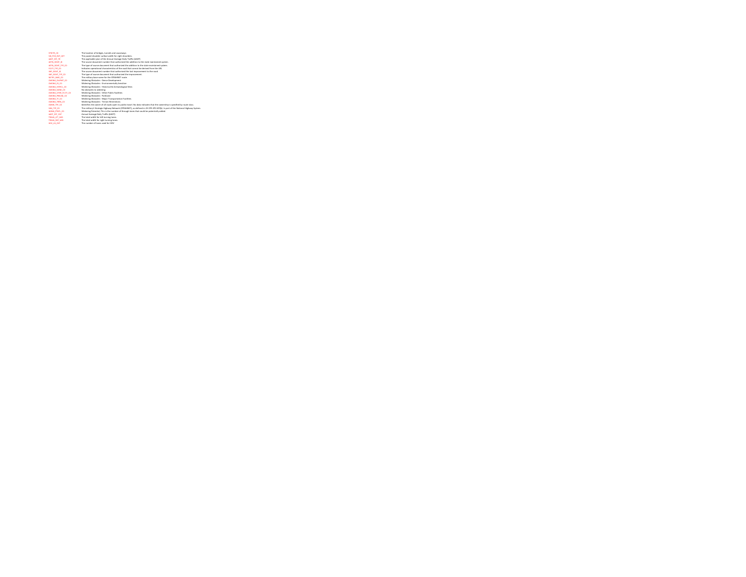| | |
|---|---|
| STRCTR_CD | The location of bridges, tunnels and causeways. |
| SW_PVD_RGT_QTY | The paved shoulder surface width for right shoulders. |
| AADT_EST_YR | The applicable year of the Annual Average Daily Traffic (AADT) |
| ADTN_SOVE_ID | The source document number that authorized the addition to the state-maintained system. |
| ADTN_SOVE_TYP_CD | The type of source document that authorized the addition to the state-maintained system. |
| FCLTY_TYP_CD | Indicates operational characteristics of the road that cannot be derived from the LRS. |
| IMP_SOVE_ID | The source document number that authorized the last improvement to the road. |
| IMP_SOVE_TYP_CD | The type of source document that authorized the improvement. |
| MLTRY_BASE_CD | The military base name for the STRAHNET route. |
| OWDNG_DVPMT_CD | Widening Obstacles - Dense Development |
| OWDNG_ES_CD | Widening Obstacles - Environmentally Sensitive |
| OWDNG_HSTRCL_CD | Widening Obstacles - Historical & Archaeological Sites |
| OWDNG_NONE_CD | No obstacles to widening |
| OWDNG_OTHR_FCLTY_CD | Widening Obstacles - Other Public Facilities |
| OWDNG_PRKLND_CD | Widening Obstacles - Parkland |
| OWDNG_TF_CD | Widening Obstacles - Major Transportation Facilities |
| OWDNG_TRRN_CD | Widening Obstacles - Terrain Restrictions |
| OWNR_TYP_CD | Identifies the owner of all roads open to public travel. No data indicates that the ownership is specified by route class. |
| SHG_TYP_CD | The military's Strategic Highway Network (STRAHNET), as defined in 23 CFR 470.107(b), is part of the National Highway System. |
| WDNG_PTNTL_CD | Widening Potential. This is the number of through lanes that could be potentially added. |
| AADT_EST_CNT | Annual Average Daily Traffic (AADT) |
| TRNLN_LFT_WID | The total width for left turning lanes. |
| TRNLN_RGT_WID | The total width for right turning lanes. |
| HOV_LN_CNT | The number of lanes used for HOV |